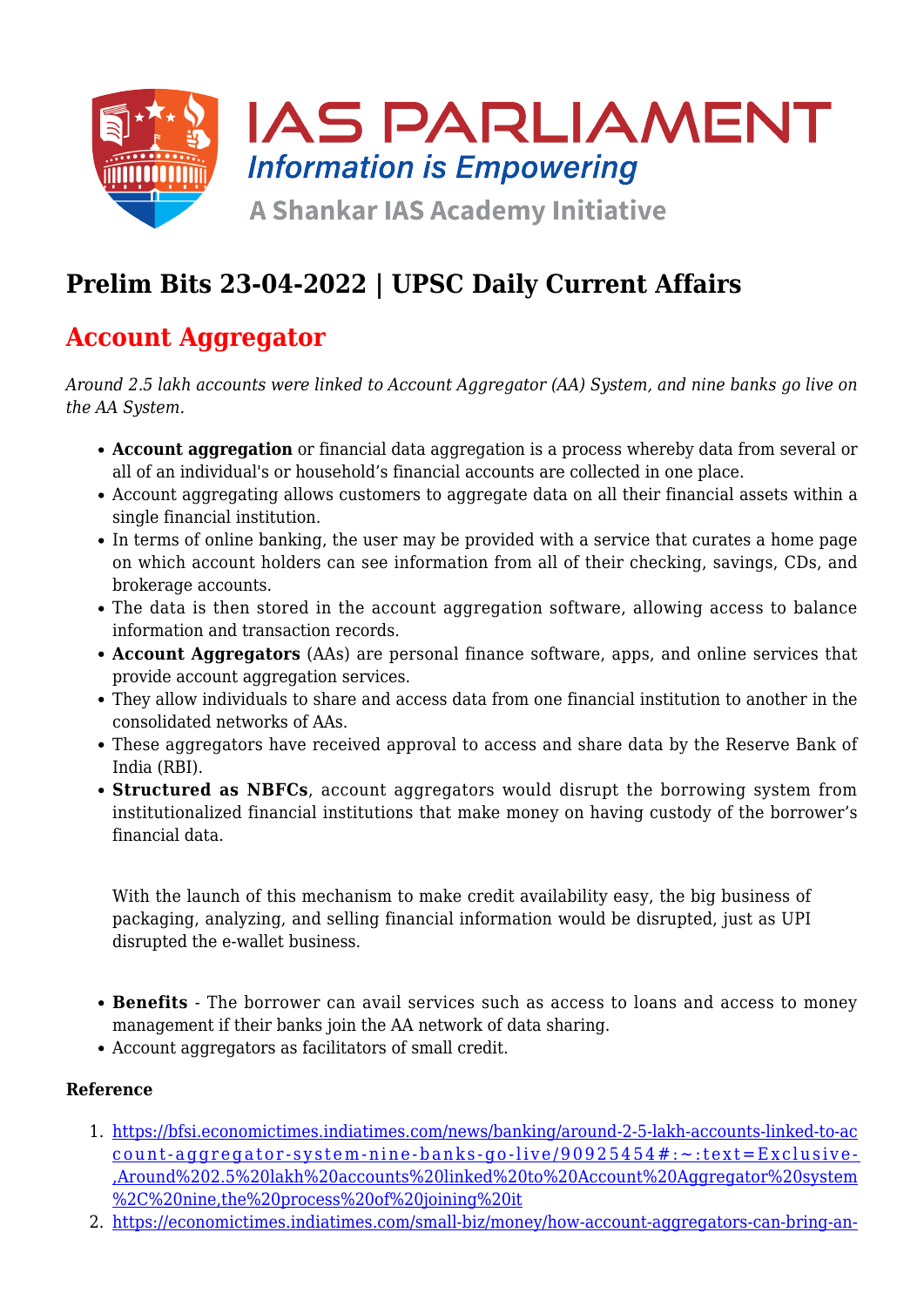# Prelim Bits 23-04-2022 | UPSC Daily Current Affairs

## Account Aggregator

*Around 2.5 lakh accounts were linked to Account Aggregator (AA) System, and nine banks go live on the AA System.*

- **Account aggregation** or financial data aggregation is a process whereby data from several or all of an individual's or household's financial accounts are collected in one place.
- Account aggregating allows customers to aggregate data on all their financial assets within a single financial institution.
- In terms of online banking, the user may be provided with a service that curates a home page on which account holders can see information from all of their checking, savings, CDs, and brokerage accounts.
- The data is then stored in the account aggregation software, allowing access to balance information and transaction records.
- **Account Aggregators** (AAs) are personal finance software, apps, and online services that provide account aggregation services.
- They allow individuals to share and access data from one financial institution to another in the consolidated networks of AAs.
- These aggregators have received approval to access and share data by the Reserve Bank of India (RBI).
- **Structured as NBFCs**, account aggregators would disrupt the borrowing system from institutionalized financial institutions that make money on having custody of the borrower's financial data.

  With the launch of this mechanism to make credit availability easy, the big business of packaging, analyzing, and selling financial information would be disrupted, just as UPI disrupted the e-wallet business.

- **Benefits** - The borrower can avail services such as access to loans and access to money management if their banks join the AA network of data sharing.
- Account aggregators as facilitators of small credit.

**Reference**

1. https://bfsi.economictimes.indiatimes.com/news/banking/around-2-5-lakh-accounts-linked-to-account-aggregator-system-nine-banks-go-live/90925454#:~:text=Exclusive-,Around%202.5%20lakh%20accounts%20linked%20to%20Account%20Aggregator%20system%2C%20nine,the%20process%20of%20joining%20it
2. https://economictimes.indiatimes.com/small-biz/money/how-account-aggregators-can-bring-an-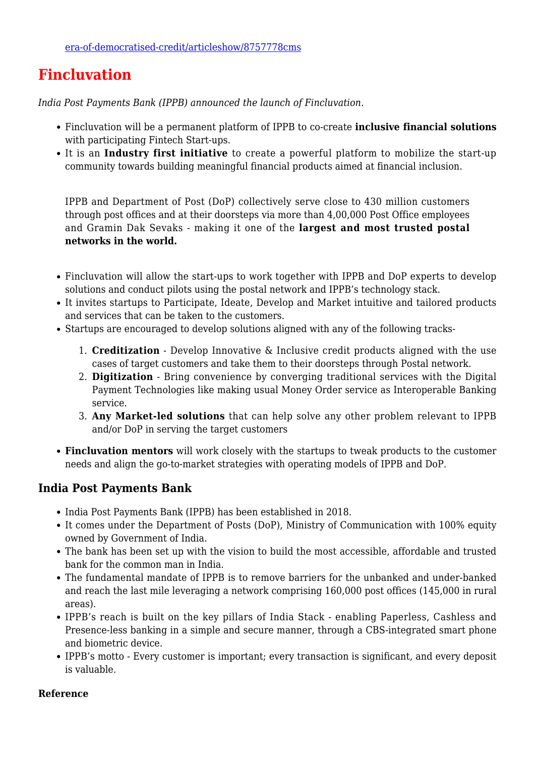[era-of-democratised-credit/articleshow/8757778cms](era-of-democratised-credit/articleshow/8757778cms)

# Fincluvation

*India Post Payments Bank (IPPB) announced the launch of Fincluvation.*

- Fincluvation will be a permanent platform of IPPB to co-create **inclusive financial solutions** with participating Fintech Start-ups.
- It is an **Industry first initiative** to create a powerful platform to mobilize the start-up community towards building meaningful financial products aimed at financial inclusion.

  IPPB and Department of Post (DoP) collectively serve close to 430 million customers through post offices and at their doorsteps via more than 4,00,000 Post Office employees and Gramin Dak Sevaks - making it one of the **largest and most trusted postal networks in the world.**

- Fincluvation will allow the start-ups to work together with IPPB and DoP experts to develop solutions and conduct pilots using the postal network and IPPB's technology stack.
- It invites startups to Participate, Ideate, Develop and Market intuitive and tailored products and services that can be taken to the customers.
- Startups are encouraged to develop solutions aligned with any of the following tracks-
  1. **Creditization** - Develop Innovative & Inclusive credit products aligned with the use cases of target customers and take them to their doorsteps through Postal network.
  2. **Digitization** - Bring convenience by converging traditional services with the Digital Payment Technologies like making usual Money Order service as Interoperable Banking service.
  3. **Any Market-led solutions** that can help solve any other problem relevant to IPPB and/or DoP in serving the target customers
- **Fincluvation mentors** will work closely with the startups to tweak products to the customer needs and align the go-to-market strategies with operating models of IPPB and DoP.

## India Post Payments Bank

- India Post Payments Bank (IPPB) has been established in 2018.
- It comes under the Department of Posts (DoP), Ministry of Communication with 100% equity owned by Government of India.
- The bank has been set up with the vision to build the most accessible, affordable and trusted bank for the common man in India.
- The fundamental mandate of IPPB is to remove barriers for the unbanked and under-banked and reach the last mile leveraging a network comprising 160,000 post offices (145,000 in rural areas).
- IPPB's reach is built on the key pillars of India Stack - enabling Paperless, Cashless and Presence-less banking in a simple and secure manner, through a CBS-integrated smart phone and biometric device.
- IPPB's motto - Every customer is important; every transaction is significant, and every deposit is valuable.

**Reference**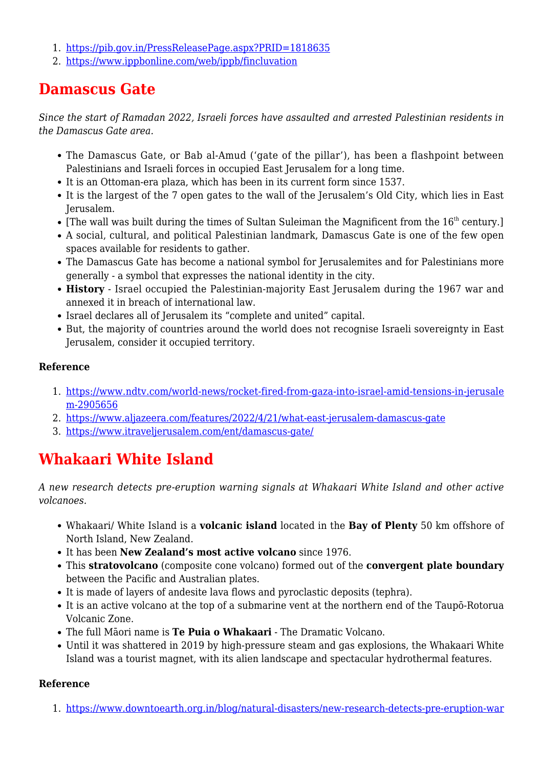1. https://pib.gov.in/PressReleasePage.aspx?PRID=1818635
2. https://www.ippbonline.com/web/ippb/fincluvation

## Damascus Gate

*Since the start of Ramadan 2022, Israeli forces have assaulted and arrested Palestinian residents in the Damascus Gate area.*

- The Damascus Gate, or Bab al-Amud ('gate of the pillar'), has been a flashpoint between Palestinians and Israeli forces in occupied East Jerusalem for a long time.
- It is an Ottoman-era plaza, which has been in its current form since 1537.
- It is the largest of the 7 open gates to the wall of the Jerusalem's Old City, which lies in East Jerusalem.
- [The wall was built during the times of Sultan Suleiman the Magnificent from the 16th century.]
- A social, cultural, and political Palestinian landmark, Damascus Gate is one of the few open spaces available for residents to gather.
- The Damascus Gate has become a national symbol for Jerusalemites and for Palestinians more generally - a symbol that expresses the national identity in the city.
- **History** - Israel occupied the Palestinian-majority East Jerusalem during the 1967 war and annexed it in breach of international law.
- Israel declares all of Jerusalem its "complete and united" capital.
- But, the majority of countries around the world does not recognise Israeli sovereignty in East Jerusalem, consider it occupied territory.

**Reference**

1. https://www.ndtv.com/world-news/rocket-fired-from-gaza-into-israel-amid-tensions-in-jerusalem-2905656
2. https://www.aljazeera.com/features/2022/4/21/what-east-jerusalem-damascus-gate
3. https://www.itraveljerusalem.com/ent/damascus-gate/

## Whakaari White Island

*A new research detects pre-eruption warning signals at Whakaari White Island and other active volcanoes.*

- Whakaari/ White Island is a **volcanic island** located in the **Bay of Plenty** 50 km offshore of North Island, New Zealand.
- It has been **New Zealand's most active volcano** since 1976.
- This **stratovolcano** (composite cone volcano) formed out of the **convergent plate boundary** between the Pacific and Australian plates.
- It is made of layers of andesite lava flows and pyroclastic deposits (tephra).
- It is an active volcano at the top of a submarine vent at the northern end of the Taupō-Rotorua Volcanic Zone.
- The full Māori name is **Te Puia o Whakaari** - The Dramatic Volcano.
- Until it was shattered in 2019 by high-pressure steam and gas explosions, the Whakaari White Island was a tourist magnet, with its alien landscape and spectacular hydrothermal features.

**Reference**

1. https://www.downtoearth.org.in/blog/natural-disasters/new-research-detects-pre-eruption-war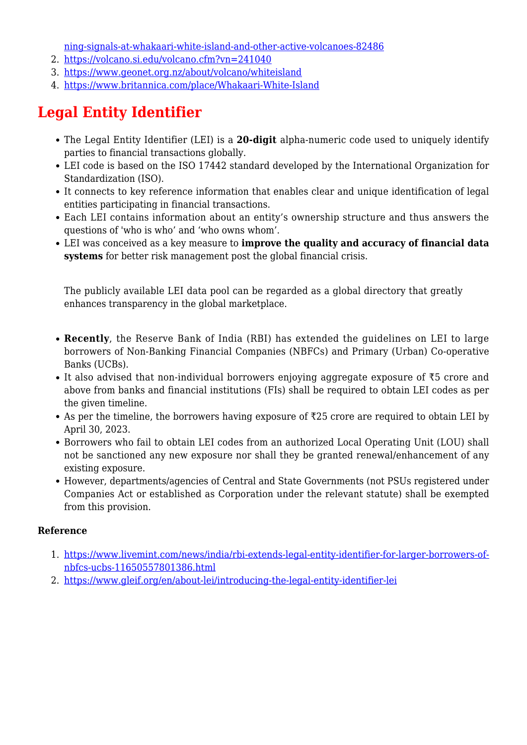ning-signals-at-whakaari-white-island-and-other-active-volcanoes-82486
2. https://volcano.si.edu/volcano.cfm?vn=241040
3. https://www.geonet.org.nz/about/volcano/whiteisland
4. https://www.britannica.com/place/Whakaari-White-Island

## Legal Entity Identifier

- The Legal Entity Identifier (LEI) is a **20-digit** alpha-numeric code used to uniquely identify parties to financial transactions globally.
- LEI code is based on the ISO 17442 standard developed by the International Organization for Standardization (ISO).
- It connects to key reference information that enables clear and unique identification of legal entities participating in financial transactions.
- Each LEI contains information about an entity's ownership structure and thus answers the questions of 'who is who' and 'who owns whom'.
- LEI was conceived as a key measure to **improve the quality and accuracy of financial data systems** for better risk management post the global financial crisis.

  The publicly available LEI data pool can be regarded as a global directory that greatly enhances transparency in the global marketplace.

- **Recently**, the Reserve Bank of India (RBI) has extended the guidelines on LEI to large borrowers of Non-Banking Financial Companies (NBFCs) and Primary (Urban) Co-operative Banks (UCBs).
- It also advised that non-individual borrowers enjoying aggregate exposure of ₹5 crore and above from banks and financial institutions (FIs) shall be required to obtain LEI codes as per the given timeline.
- As per the timeline, the borrowers having exposure of ₹25 crore are required to obtain LEI by April 30, 2023.
- Borrowers who fail to obtain LEI codes from an authorized Local Operating Unit (LOU) shall not be sanctioned any new exposure nor shall they be granted renewal/enhancement of any existing exposure.
- However, departments/agencies of Central and State Governments (not PSUs registered under Companies Act or established as Corporation under the relevant statute) shall be exempted from this provision.

**Reference**

1. https://www.livemint.com/news/india/rbi-extends-legal-entity-identifier-for-larger-borrowers-of-nbfcs-ucbs-11650557801386.html
2. https://www.gleif.org/en/about-lei/introducing-the-legal-entity-identifier-lei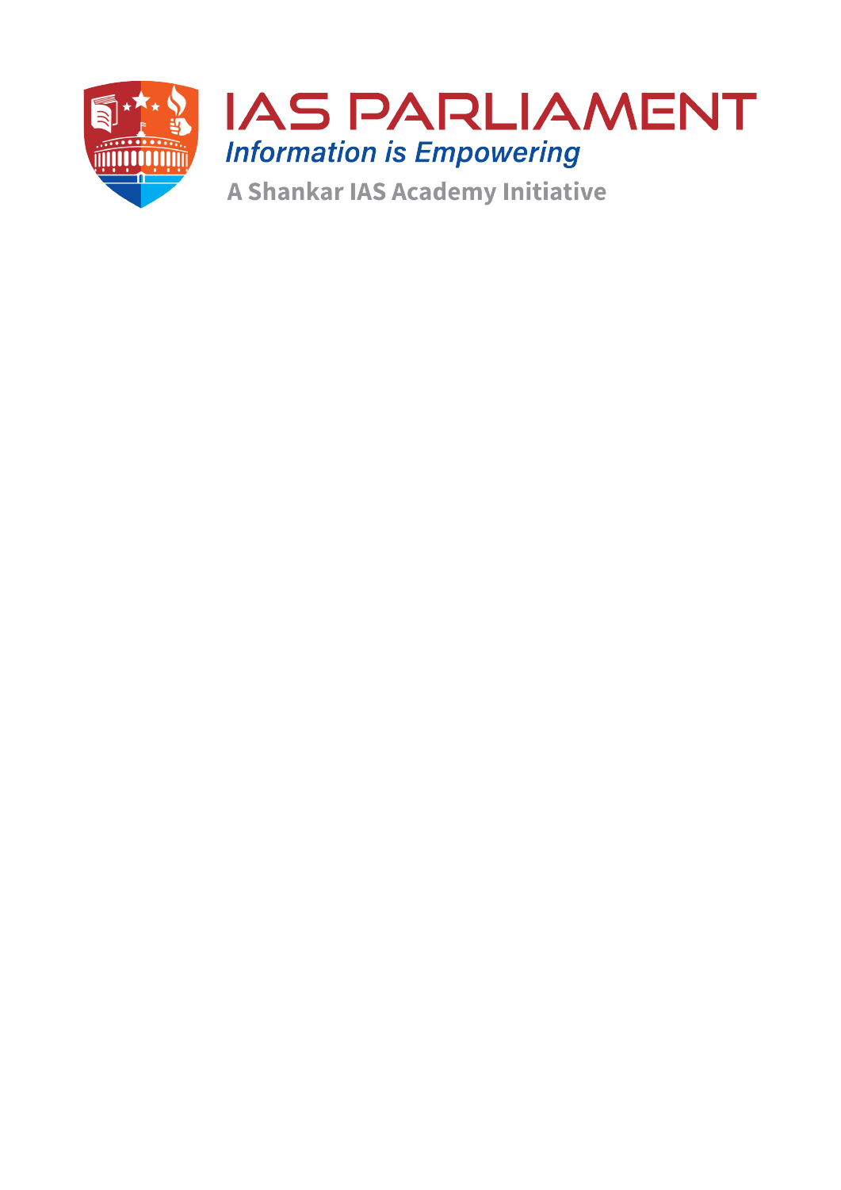# IAS PARLIAMENT

*Information is Empowering*

A Shankar IAS Academy Initiative